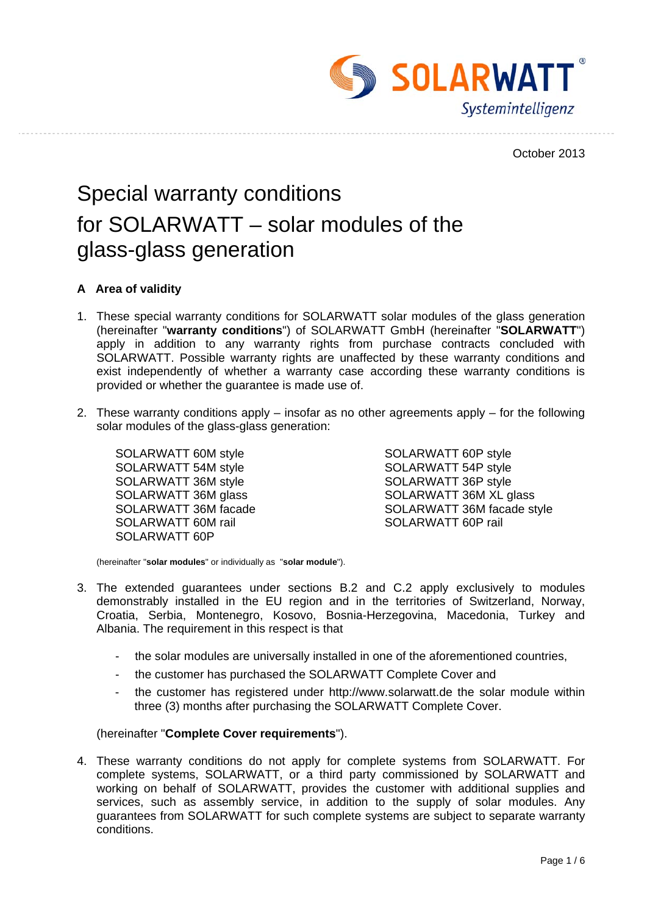SOLARWATT® Systemintelligenz

October 2013

# Special warranty conditions for SOLARWATT – solar modules of the glass-glass generation

## A Area of validity

1. These special warranty conditions for SOLARWATT solar modules of the glass generation (hereinafter "**warranty conditions**") of SOLARWATT GmbH (hereinafter "**SOLARWATT**") apply in addition to any warranty rights from purchase contracts concluded with SOLARWATT. Possible warranty rights are unaffected by these warranty conditions and exist independently of whether a warranty case according these warranty conditions is provided or whether the guarantee is made use of.

2. These warranty conditions apply – insofar as no other agreements apply – for the following solar modules of the glass-glass generation:

   SOLARWATT 60M style
   SOLARWATT 54M style
   SOLARWATT 36M style
   SOLARWATT 36M glass
   SOLARWATT 36M facade
   SOLARWATT 60M rail
   SOLARWATT 60P
   SOLARWATT 60P style
   SOLARWATT 54P style
   SOLARWATT 36P style
   SOLARWATT 36M XL glass
   SOLARWATT 36M facade style
   SOLARWATT 60P rail

   (hereinafter "**solar modules**" or individually as "**solar module**").

3. The extended guarantees under sections B.2 and C.2 apply exclusively to modules demonstrably installed in the EU region and in the territories of Switzerland, Norway, Croatia, Serbia, Montenegro, Kosovo, Bosnia-Herzegovina, Macedonia, Turkey and Albania. The requirement in this respect is that

   - the solar modules are universally installed in one of the aforementioned countries,
   - the customer has purchased the SOLARWATT Complete Cover and
   - the customer has registered under http://www.solarwatt.de the solar module within three (3) months after purchasing the SOLARWATT Complete Cover.

   (hereinafter "**Complete Cover requirements**").

4. These warranty conditions do not apply for complete systems from SOLARWATT. For complete systems, SOLARWATT, or a third party commissioned by SOLARWATT and working on behalf of SOLARWATT, provides the customer with additional supplies and services, such as assembly service, in addition to the supply of solar modules. Any guarantees from SOLARWATT for such complete systems are subject to separate warranty conditions.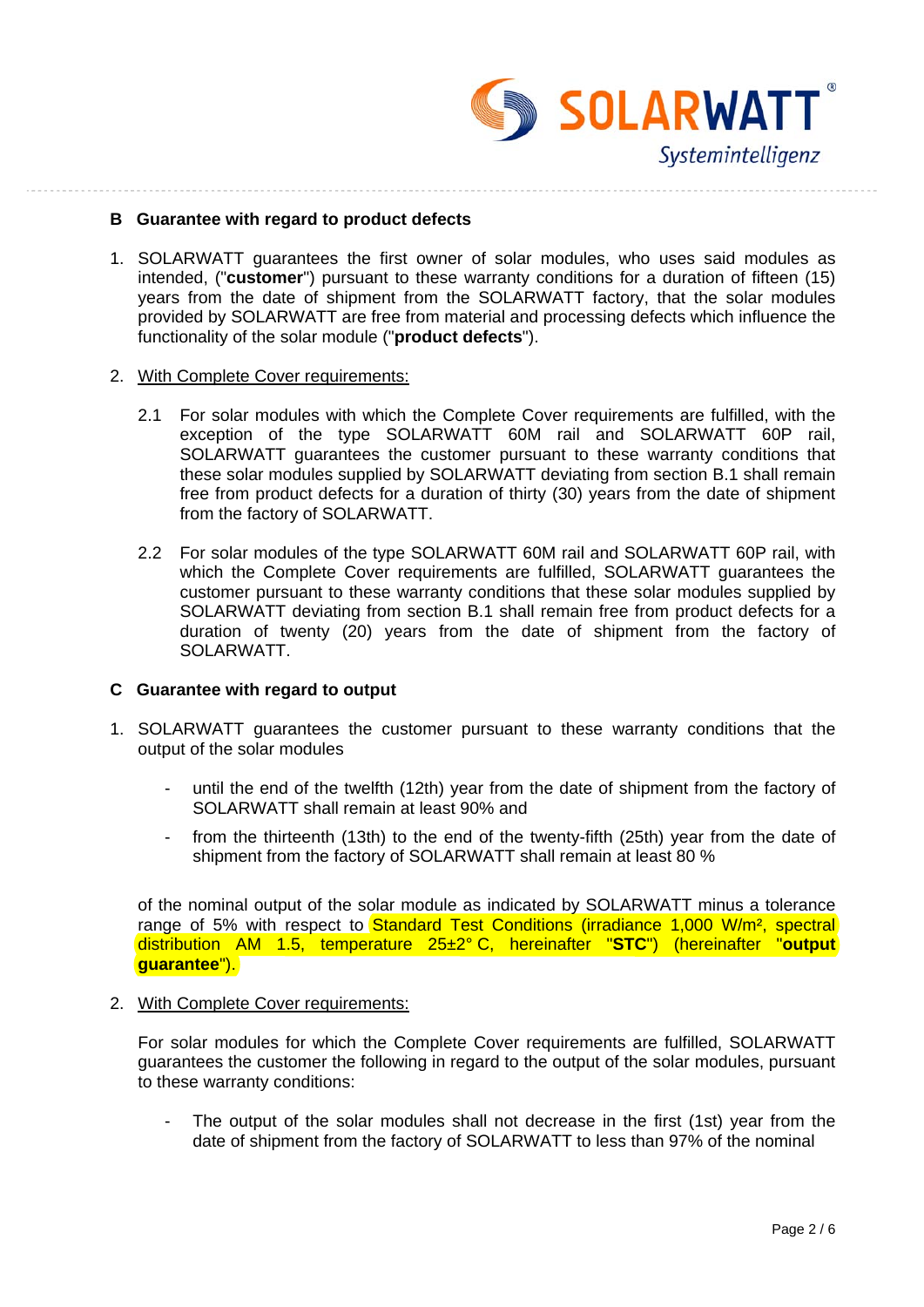## B Guarantee with regard to product defects

1. SOLARWATT guarantees the first owner of solar modules, who uses said modules as intended, ("**customer**") pursuant to these warranty conditions for a duration of fifteen (15) years from the date of shipment from the SOLARWATT factory, that the solar modules provided by SOLARWATT are free from material and processing defects which influence the functionality of the solar module ("**product defects**").

2. With Complete Cover requirements:

   2.1 For solar modules with which the Complete Cover requirements are fulfilled, with the exception of the type SOLARWATT 60M rail and SOLARWATT 60P rail, SOLARWATT guarantees the customer pursuant to these warranty conditions that these solar modules supplied by SOLARWATT deviating from section B.1 shall remain free from product defects for a duration of thirty (30) years from the date of shipment from the factory of SOLARWATT.

   2.2 For solar modules of the type SOLARWATT 60M rail and SOLARWATT 60P rail, with which the Complete Cover requirements are fulfilled, SOLARWATT guarantees the customer pursuant to these warranty conditions that these solar modules supplied by SOLARWATT deviating from section B.1 shall remain free from product defects for a duration of twenty (20) years from the date of shipment from the factory of SOLARWATT.

## C Guarantee with regard to output

1. SOLARWATT guarantees the customer pursuant to these warranty conditions that the output of the solar modules

   - until the end of the twelfth (12th) year from the date of shipment from the factory of SOLARWATT shall remain at least 90% and
   - from the thirteenth (13th) to the end of the twenty-fifth (25th) year from the date of shipment from the factory of SOLARWATT shall remain at least 80 %

   of the nominal output of the solar module as indicated by SOLARWATT minus a tolerance range of 5% with respect to Standard Test Conditions (irradiance 1,000 W/m², spectral distribution AM 1.5, temperature 25±2° C, hereinafter "**STC**") (hereinafter "**output guarantee**").

2. With Complete Cover requirements:

   For solar modules for which the Complete Cover requirements are fulfilled, SOLARWATT guarantees the customer the following in regard to the output of the solar modules, pursuant to these warranty conditions:

   - The output of the solar modules shall not decrease in the first (1st) year from the date of shipment from the factory of SOLARWATT to less than 97% of the nominal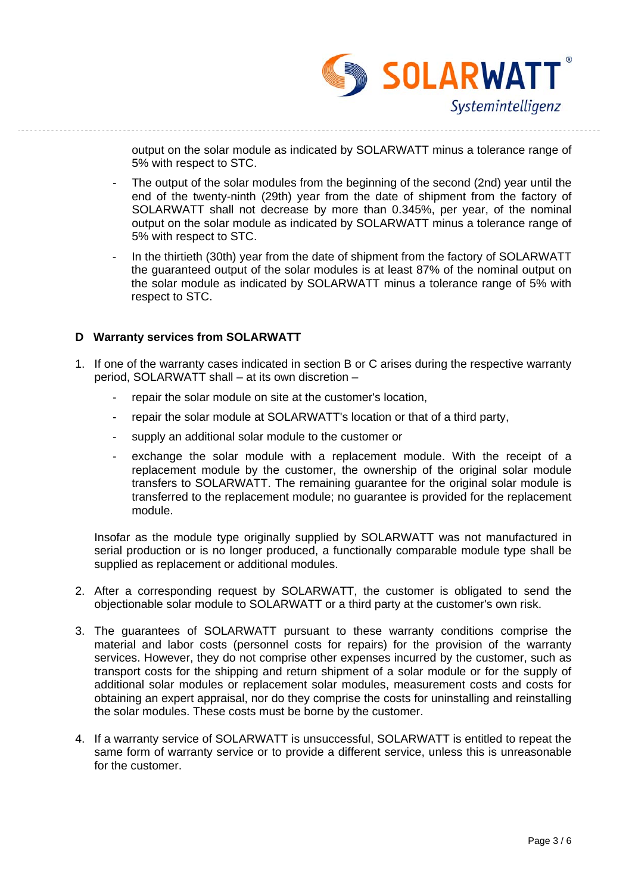output on the solar module as indicated by SOLARWATT minus a tolerance range of 5% with respect to STC.

- The output of the solar modules from the beginning of the second (2nd) year until the end of the twenty-ninth (29th) year from the date of shipment from the factory of SOLARWATT shall not decrease by more than 0.345%, per year, of the nominal output on the solar module as indicated by SOLARWATT minus a tolerance range of 5% with respect to STC.
- In the thirtieth (30th) year from the date of shipment from the factory of SOLARWATT the guaranteed output of the solar modules is at least 87% of the nominal output on the solar module as indicated by SOLARWATT minus a tolerance range of 5% with respect to STC.

## D Warranty services from SOLARWATT

1. If one of the warranty cases indicated in section B or C arises during the respective warranty period, SOLARWATT shall – at its own discretion –
   - repair the solar module on site at the customer's location,
   - repair the solar module at SOLARWATT's location or that of a third party,
   - supply an additional solar module to the customer or
   - exchange the solar module with a replacement module. With the receipt of a replacement module by the customer, the ownership of the original solar module transfers to SOLARWATT. The remaining guarantee for the original solar module is transferred to the replacement module; no guarantee is provided for the replacement module.

   Insofar as the module type originally supplied by SOLARWATT was not manufactured in serial production or is no longer produced, a functionally comparable module type shall be supplied as replacement or additional modules.

2. After a corresponding request by SOLARWATT, the customer is obligated to send the objectionable solar module to SOLARWATT or a third party at the customer's own risk.

3. The guarantees of SOLARWATT pursuant to these warranty conditions comprise the material and labor costs (personnel costs for repairs) for the provision of the warranty services. However, they do not comprise other expenses incurred by the customer, such as transport costs for the shipping and return shipment of a solar module or for the supply of additional solar modules or replacement solar modules, measurement costs and costs for obtaining an expert appraisal, nor do they comprise the costs for uninstalling and reinstalling the solar modules. These costs must be borne by the customer.

4. If a warranty service of SOLARWATT is unsuccessful, SOLARWATT is entitled to repeat the same form of warranty service or to provide a different service, unless this is unreasonable for the customer.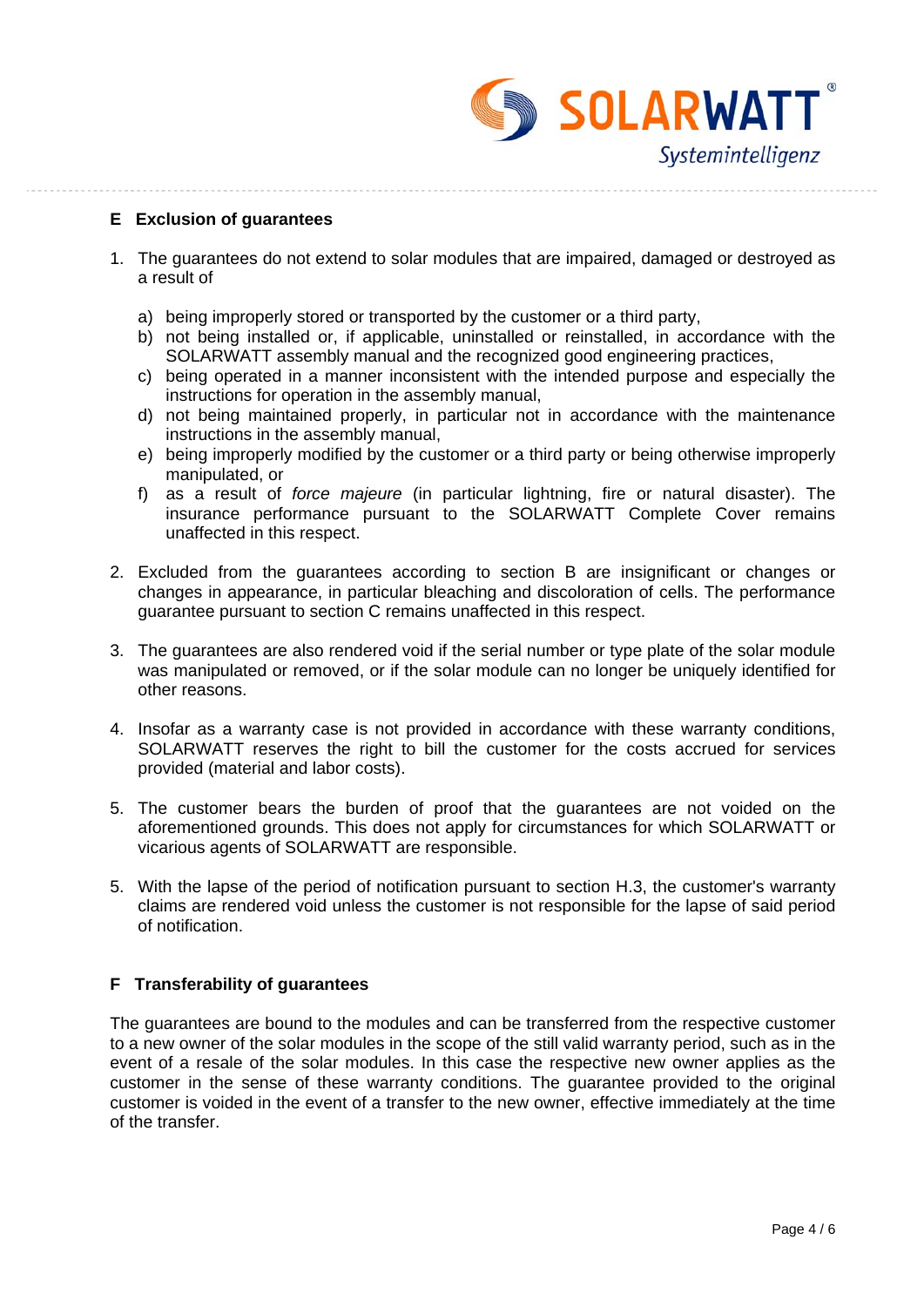## E Exclusion of guarantees

1. The guarantees do not extend to solar modules that are impaired, damaged or destroyed as a result of

   a) being improperly stored or transported by the customer or a third party,
   b) not being installed or, if applicable, uninstalled or reinstalled, in accordance with the SOLARWATT assembly manual and the recognized good engineering practices,
   c) being operated in a manner inconsistent with the intended purpose and especially the instructions for operation in the assembly manual,
   d) not being maintained properly, in particular not in accordance with the maintenance instructions in the assembly manual,
   e) being improperly modified by the customer or a third party or being otherwise improperly manipulated, or
   f) as a result of *force majeure* (in particular lightning, fire or natural disaster). The insurance performance pursuant to the SOLARWATT Complete Cover remains unaffected in this respect.

2. Excluded from the guarantees according to section B are insignificant or changes or changes in appearance, in particular bleaching and discoloration of cells. The performance guarantee pursuant to section C remains unaffected in this respect.

3. The guarantees are also rendered void if the serial number or type plate of the solar module was manipulated or removed, or if the solar module can no longer be uniquely identified for other reasons.

4. Insofar as a warranty case is not provided in accordance with these warranty conditions, SOLARWATT reserves the right to bill the customer for the costs accrued for services provided (material and labor costs).

5. The customer bears the burden of proof that the guarantees are not voided on the aforementioned grounds. This does not apply for circumstances for which SOLARWATT or vicarious agents of SOLARWATT are responsible.

5. With the lapse of the period of notification pursuant to section H.3, the customer's warranty claims are rendered void unless the customer is not responsible for the lapse of said period of notification.

## F Transferability of guarantees

The guarantees are bound to the modules and can be transferred from the respective customer to a new owner of the solar modules in the scope of the still valid warranty period, such as in the event of a resale of the solar modules. In this case the respective new owner applies as the customer in the sense of these warranty conditions. The guarantee provided to the original customer is voided in the event of a transfer to the new owner, effective immediately at the time of the transfer.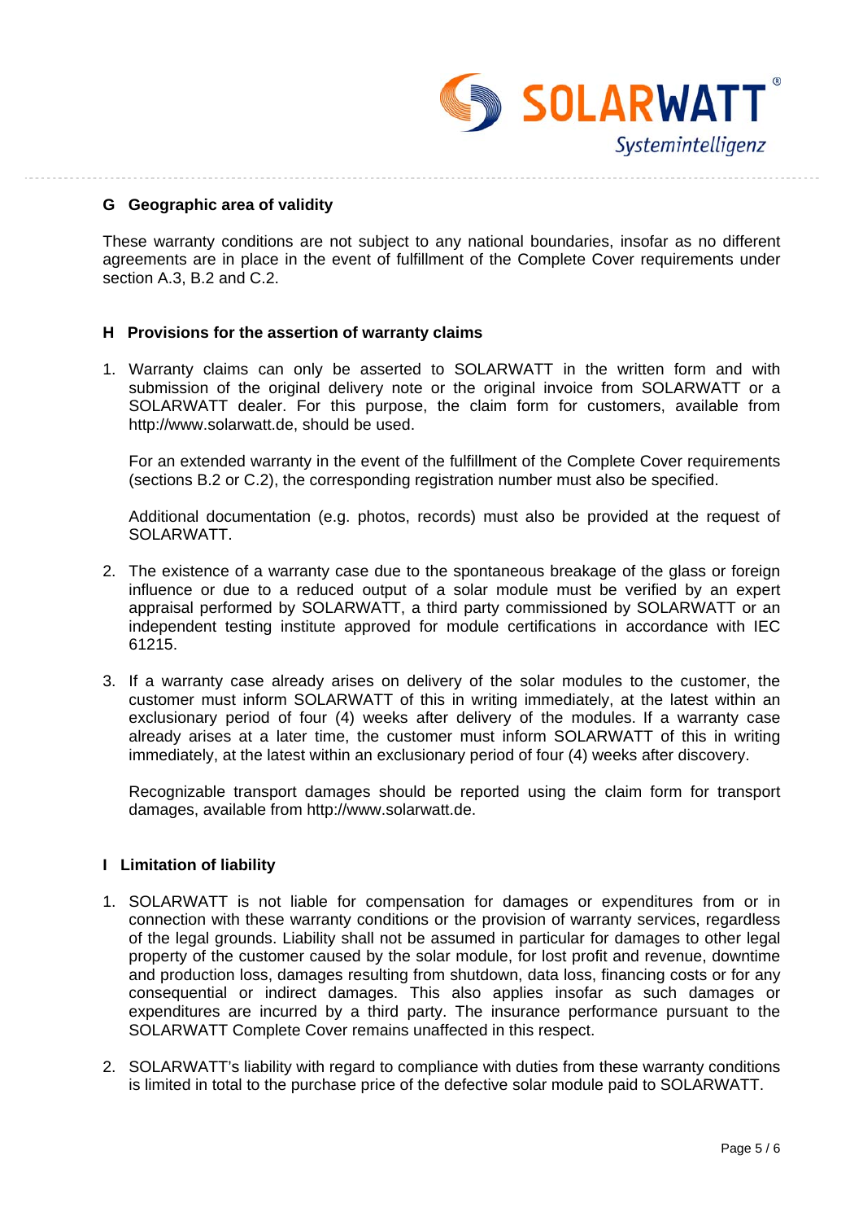## G Geographic area of validity

These warranty conditions are not subject to any national boundaries, insofar as no different agreements are in place in the event of fulfillment of the Complete Cover requirements under section A.3, B.2 and C.2.

## H Provisions for the assertion of warranty claims

1. Warranty claims can only be asserted to SOLARWATT in the written form and with submission of the original delivery note or the original invoice from SOLARWATT or a SOLARWATT dealer. For this purpose, the claim form for customers, available from http://www.solarwatt.de, should be used.

   For an extended warranty in the event of the fulfillment of the Complete Cover requirements (sections B.2 or C.2), the corresponding registration number must also be specified.

   Additional documentation (e.g. photos, records) must also be provided at the request of SOLARWATT.

2. The existence of a warranty case due to the spontaneous breakage of the glass or foreign influence or due to a reduced output of a solar module must be verified by an expert appraisal performed by SOLARWATT, a third party commissioned by SOLARWATT or an independent testing institute approved for module certifications in accordance with IEC 61215.

3. If a warranty case already arises on delivery of the solar modules to the customer, the customer must inform SOLARWATT of this in writing immediately, at the latest within an exclusionary period of four (4) weeks after delivery of the modules. If a warranty case already arises at a later time, the customer must inform SOLARWATT of this in writing immediately, at the latest within an exclusionary period of four (4) weeks after discovery.

   Recognizable transport damages should be reported using the claim form for transport damages, available from http://www.solarwatt.de.

## I Limitation of liability

1. SOLARWATT is not liable for compensation for damages or expenditures from or in connection with these warranty conditions or the provision of warranty services, regardless of the legal grounds. Liability shall not be assumed in particular for damages to other legal property of the customer caused by the solar module, for lost profit and revenue, downtime and production loss, damages resulting from shutdown, data loss, financing costs or for any consequential or indirect damages. This also applies insofar as such damages or expenditures are incurred by a third party. The insurance performance pursuant to the SOLARWATT Complete Cover remains unaffected in this respect.

2. SOLARWATT's liability with regard to compliance with duties from these warranty conditions is limited in total to the purchase price of the defective solar module paid to SOLARWATT.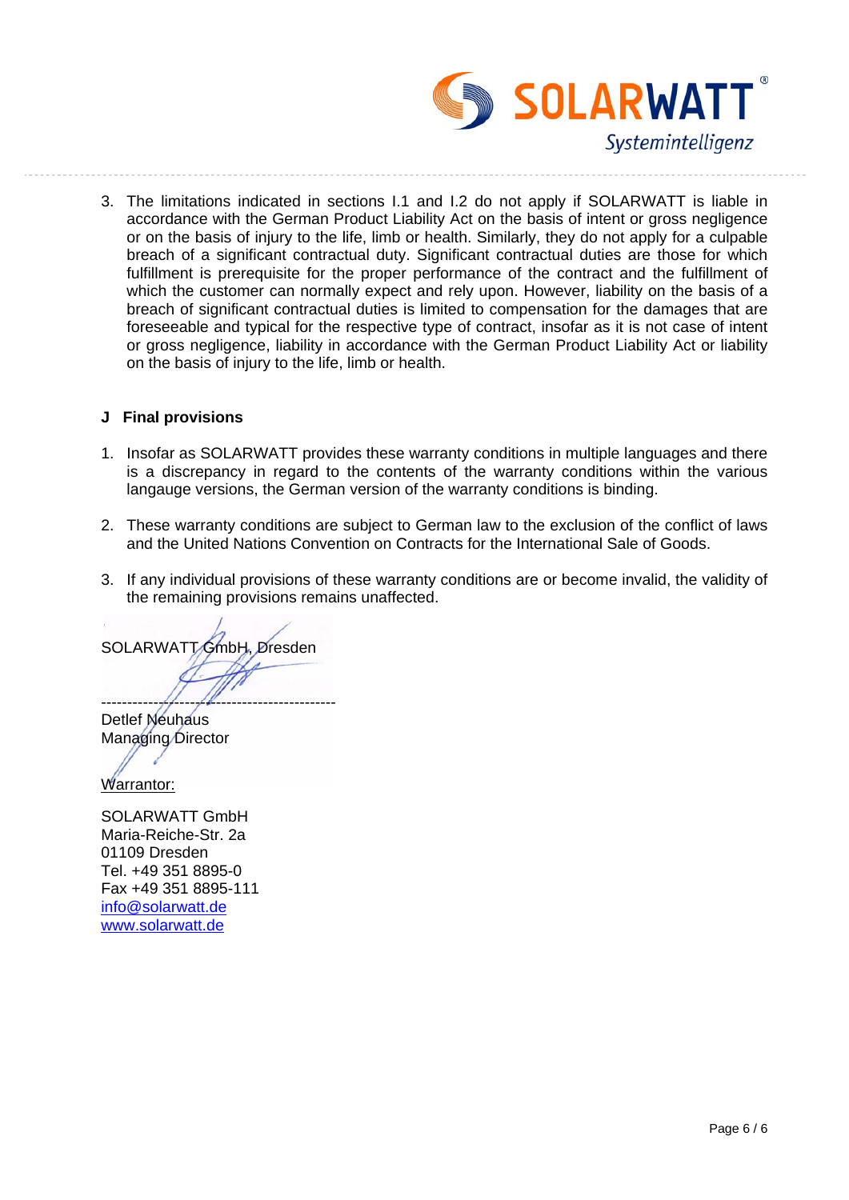3. The limitations indicated in sections I.1 and I.2 do not apply if SOLARWATT is liable in accordance with the German Product Liability Act on the basis of intent or gross negligence or on the basis of injury to the life, limb or health. Similarly, they do not apply for a culpable breach of a significant contractual duty. Significant contractual duties are those for which fulfillment is prerequisite for the proper performance of the contract and the fulfillment of which the customer can normally expect and rely upon. However, liability on the basis of a breach of significant contractual duties is limited to compensation for the damages that are foreseeable and typical for the respective type of contract, insofar as it is not case of intent or gross negligence, liability in accordance with the German Product Liability Act or liability on the basis of injury to the life, limb or health.

## J Final provisions

1. Insofar as SOLARWATT provides these warranty conditions in multiple languages and there is a discrepancy in regard to the contents of the warranty conditions within the various langauge versions, the German version of the warranty conditions is binding.

2. These warranty conditions are subject to German law to the exclusion of the conflict of laws and the United Nations Convention on Contracts for the International Sale of Goods.

3. If any individual provisions of these warranty conditions are or become invalid, the validity of the remaining provisions remains unaffected.

SOLARWATT GmbH, Dresden

-----------------------------------------------

Detlef Neuhaus
Managing Director

Warrantor:

SOLARWATT GmbH
Maria-Reiche-Str. 2a
01109 Dresden
Tel. +49 351 8895-0
Fax +49 351 8895-111
info@solarwatt.de
www.solarwatt.de